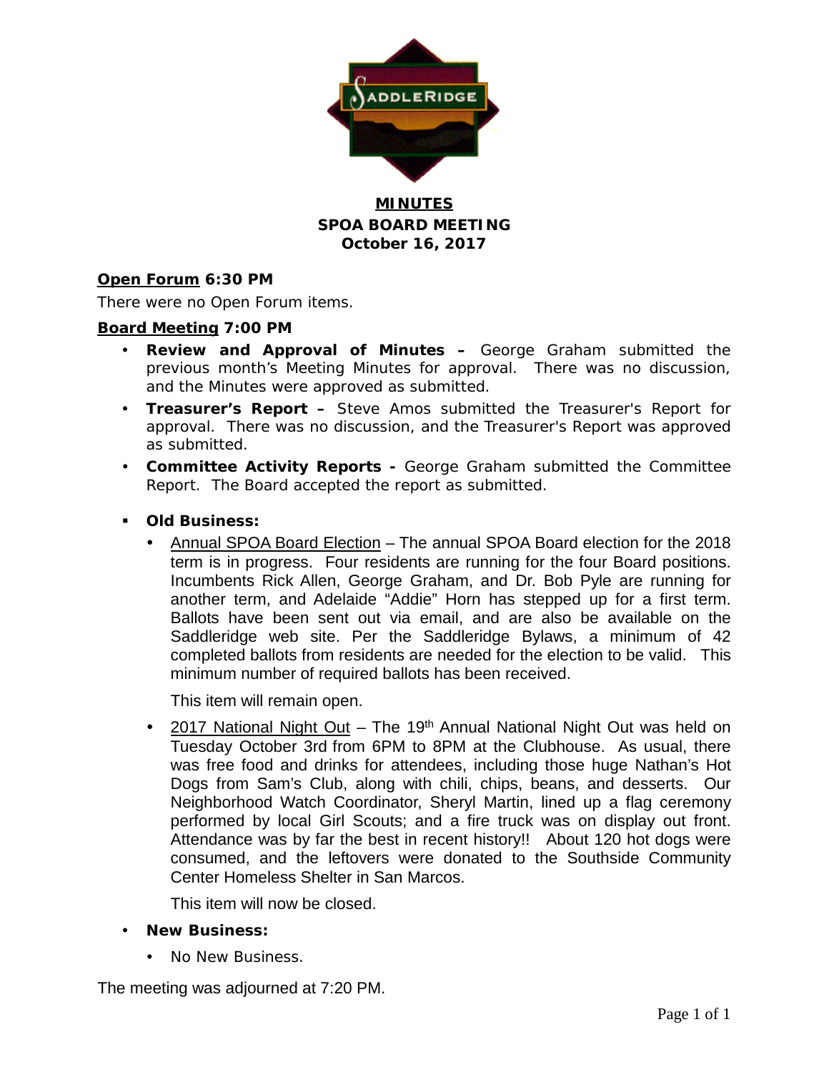SADDLERIDGE

# MINUTES
## SPOA BOARD MEETING
## October 16, 2017

**Open Forum 6:30 PM**

There were no Open Forum items.

**Board Meeting 7:00 PM**

- **Review and Approval of Minutes –** George Graham submitted the previous month's Meeting Minutes for approval. There was no discussion, and the Minutes were approved as submitted.
- **Treasurer's Report –** Steve Amos submitted the Treasurer's Report for approval. There was no discussion, and the Treasurer's Report was approved as submitted.
- **Committee Activity Reports -** George Graham submitted the Committee Report. The Board accepted the report as submitted.

- **Old Business:**
  - Annual SPOA Board Election – The annual SPOA Board election for the 2018 term is in progress. Four residents are running for the four Board positions. Incumbents Rick Allen, George Graham, and Dr. Bob Pyle are running for another term, and Adelaide "Addie" Horn has stepped up for a first term. Ballots have been sent out via email, and are also be available on the Saddleridge web site. Per the Saddleridge Bylaws, a minimum of 42 completed ballots from residents are needed for the election to be valid. This minimum number of required ballots has been received.

    This item will remain open.

  - 2017 National Night Out – The 19th Annual National Night Out was held on Tuesday October 3rd from 6PM to 8PM at the Clubhouse. As usual, there was free food and drinks for attendees, including those huge Nathan's Hot Dogs from Sam's Club, along with chili, chips, beans, and desserts. Our Neighborhood Watch Coordinator, Sheryl Martin, lined up a flag ceremony performed by local Girl Scouts; and a fire truck was on display out front. Attendance was by far the best in recent history!! About 120 hot dogs were consumed, and the leftovers were donated to the Southside Community Center Homeless Shelter in San Marcos.

    This item will now be closed.

- **New Business:**
  - No New Business.

The meeting was adjourned at 7:20 PM.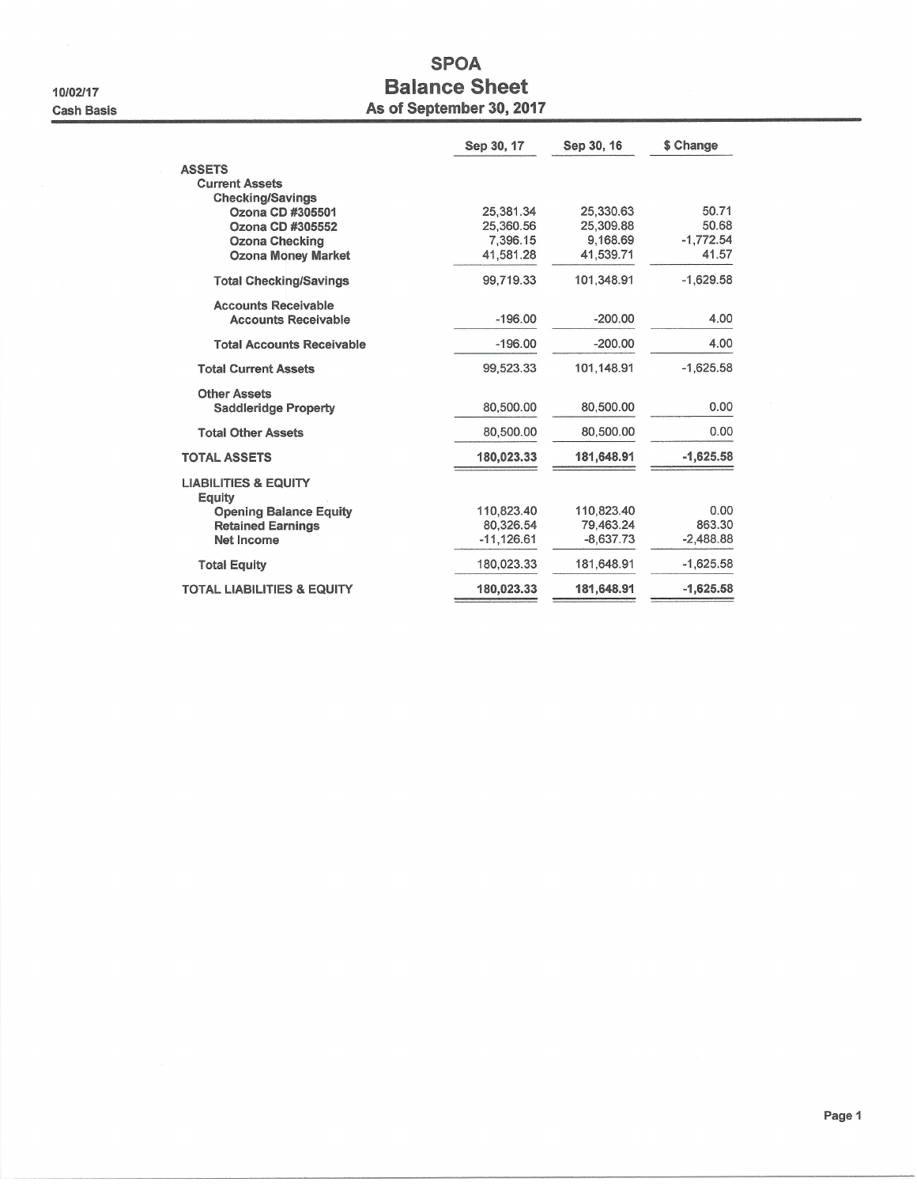10/02/17

Cash Basis

# SPOA
## Balance Sheet
### As of September 30, 2017

| | Sep 30, 17 | Sep 30, 16 | $ Change |
|---|---|---|---|
| **ASSETS** | | | |
| **Current Assets** | | | |
| **Checking/Savings** | | | |
| **Ozona CD #305501** | 25,381.34 | 25,330.63 | 50.71 |
| **Ozona CD #305552** | 25,360.56 | 25,309.88 | 50.68 |
| **Ozona Checking** | 7,396.15 | 9,168.69 | -1,772.54 |
| **Ozona Money Market** | 41,581.28 | 41,539.71 | 41.57 |
| **Total Checking/Savings** | 99,719.33 | 101,348.91 | -1,629.58 |
| **Accounts Receivable** | | | |
| **Accounts Receivable** | -196.00 | -200.00 | 4.00 |
| **Total Accounts Receivable** | -196.00 | -200.00 | 4.00 |
| **Total Current Assets** | 99,523.33 | 101,148.91 | -1,625.58 |
| **Other Assets** | | | |
| **Saddleridge Property** | 80,500.00 | 80,500.00 | 0.00 |
| **Total Other Assets** | 80,500.00 | 80,500.00 | 0.00 |
| **TOTAL ASSETS** | **180,023.33** | **181,648.91** | **-1,625.58** |
| **LIABILITIES & EQUITY** | | | |
| **Equity** | | | |
| **Opening Balance Equity** | 110,823.40 | 110,823.40 | 0.00 |
| **Retained Earnings** | 80,326.54 | 79,463.24 | 863.30 |
| **Net Income** | -11,126.61 | -8,637.73 | -2,488.88 |
| **Total Equity** | 180,023.33 | 181,648.91 | -1,625.58 |
| **TOTAL LIABILITIES & EQUITY** | **180,023.33** | **181,648.91** | **-1,625.58** |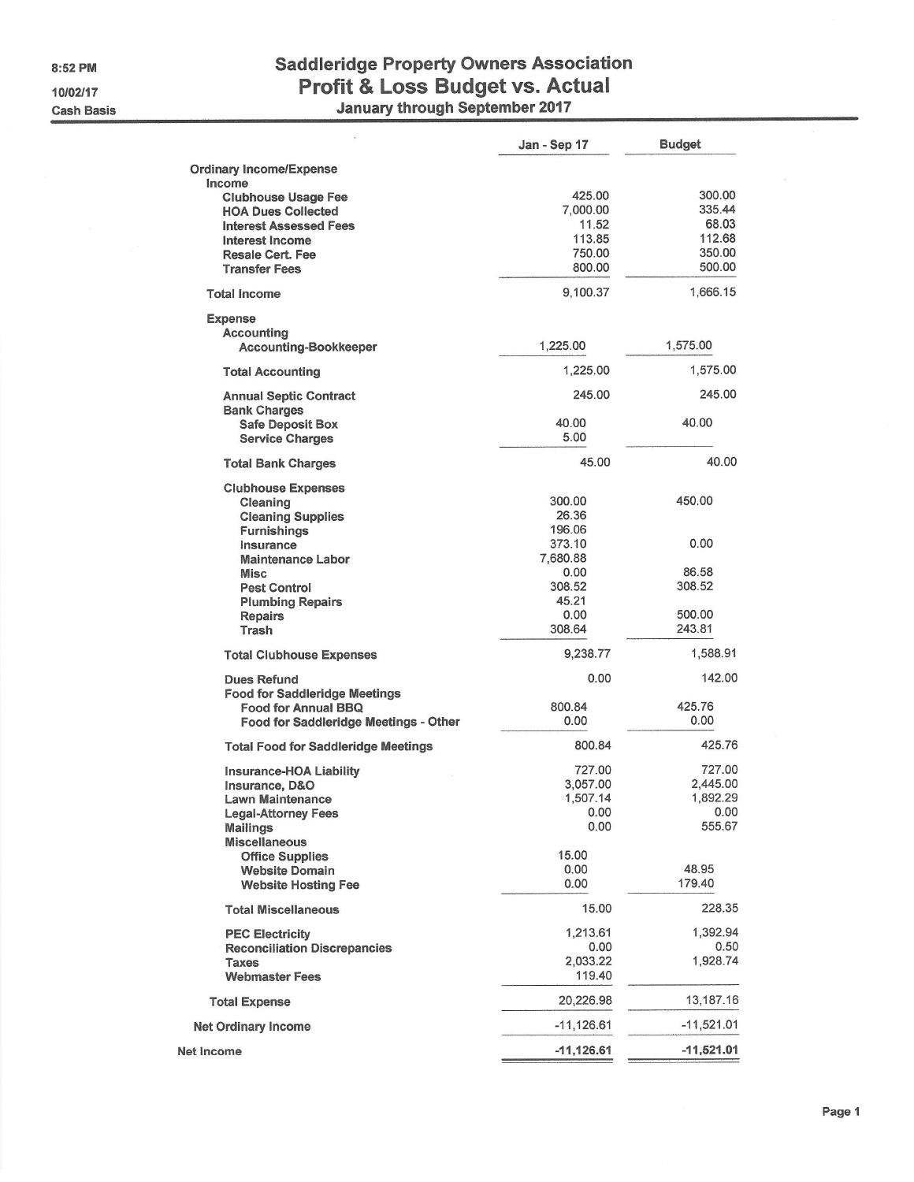8:52 PM

10/02/17

Cash Basis

# Saddleridge Property Owners Association

## Profit & Loss Budget vs. Actual

### January through September 2017

| | Jan - Sep 17 | Budget |
|---|---|---|
| **Ordinary Income/Expense** | | |
| **Income** | | |
| Clubhouse Usage Fee | 425.00 | 300.00 |
| HOA Dues Collected | 7,000.00 | 335.44 |
| Interest Assessed Fees | 11.52 | 68.03 |
| Interest Income | 113.85 | 112.68 |
| Resale Cert. Fee | 750.00 | 350.00 |
| Transfer Fees | 800.00 | 500.00 |
| **Total Income** | 9,100.37 | 1,666.15 |
| **Expense** | | |
| Accounting | | |
| Accounting-Bookkeeper | 1,225.00 | 1,575.00 |
| **Total Accounting** | 1,225.00 | 1,575.00 |
| Annual Septic Contract | 245.00 | 245.00 |
| Bank Charges | | |
| Safe Deposit Box | 40.00 | 40.00 |
| Service Charges | 5.00 | |
| **Total Bank Charges** | 45.00 | 40.00 |
| Clubhouse Expenses | | |
| Cleaning | 300.00 | 450.00 |
| Cleaning Supplies | 26.36 | |
| Furnishings | 196.06 | |
| Insurance | 373.10 | 0.00 |
| Maintenance Labor | 7,680.88 | |
| Misc | 0.00 | 86.58 |
| Pest Control | 308.52 | 308.52 |
| Plumbing Repairs | 45.21 | |
| Repairs | 0.00 | 500.00 |
| Trash | 308.64 | 243.81 |
| **Total Clubhouse Expenses** | 9,238.77 | 1,588.91 |
| Dues Refund | 0.00 | 142.00 |
| Food for Saddleridge Meetings | | |
| Food for Annual BBQ | 800.84 | 425.76 |
| Food for Saddleridge Meetings - Other | 0.00 | 0.00 |
| **Total Food for Saddleridge Meetings** | 800.84 | 425.76 |
| Insurance-HOA Liability | 727.00 | 727.00 |
| Insurance, D&O | 3,057.00 | 2,445.00 |
| Lawn Maintenance | 1,507.14 | 1,892.29 |
| Legal-Attorney Fees | 0.00 | 0.00 |
| Mailings | 0.00 | 555.67 |
| Miscellaneous | | |
| Office Supplies | 15.00 | |
| Website Domain | 0.00 | 48.95 |
| Website Hosting Fee | 0.00 | 179.40 |
| **Total Miscellaneous** | 15.00 | 228.35 |
| PEC Electricity | 1,213.61 | 1,392.94 |
| Reconciliation Discrepancies | 0.00 | 0.50 |
| Taxes | 2,033.22 | 1,928.74 |
| Webmaster Fees | 119.40 | |
| **Total Expense** | 20,226.98 | 13,187.16 |
| **Net Ordinary Income** | -11,126.61 | -11,521.01 |
| **Net Income** | **-11,126.61** | **-11,521.01** |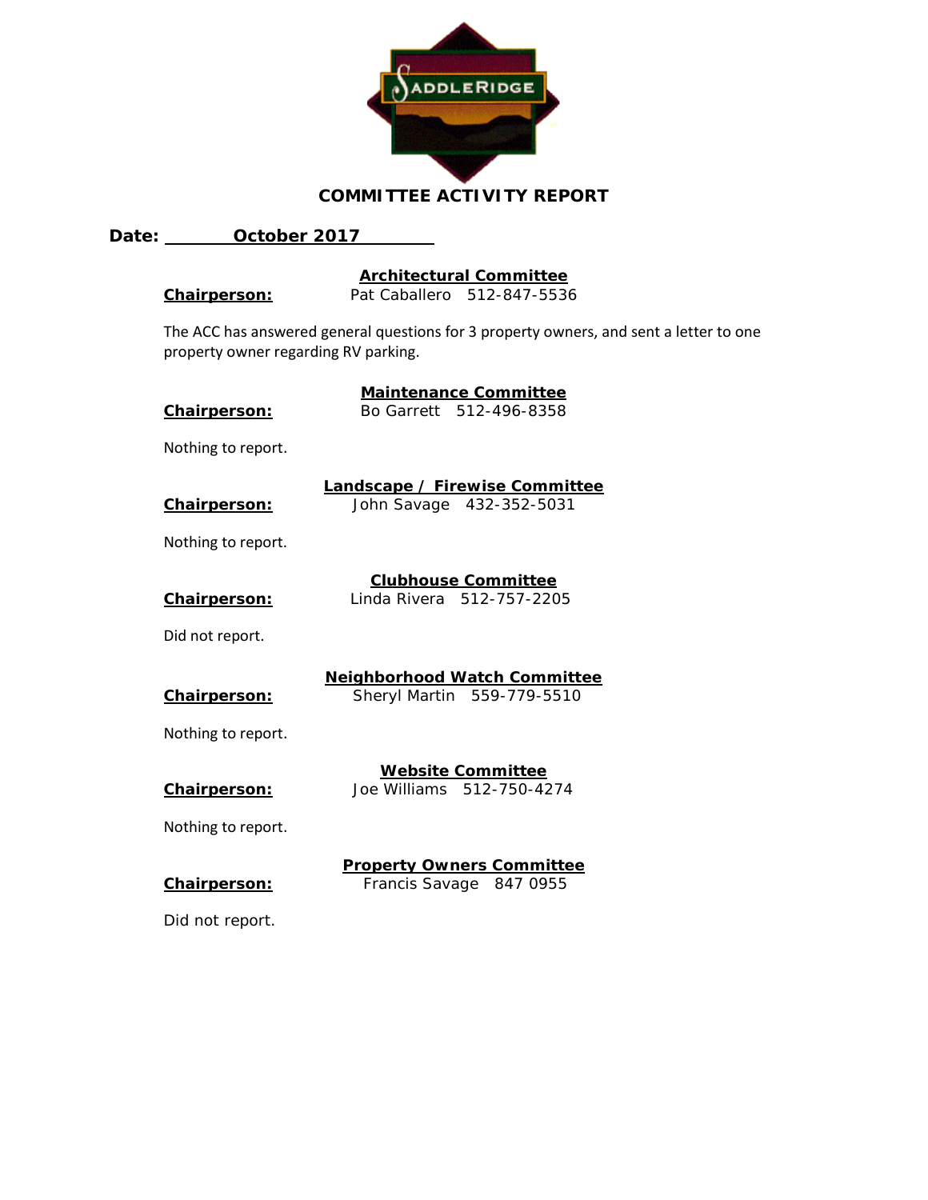SADDLERIDGE

# COMMITTEE ACTIVITY REPORT

**Date:** **October 2017**

## Architectural Committee

**Chairperson:** Pat Caballero 512-847-5536

The ACC has answered general questions for 3 property owners, and sent a letter to one property owner regarding RV parking.

## Maintenance Committee

**Chairperson:** Bo Garrett 512-496-8358

Nothing to report.

## Landscape / Firewise Committee

**Chairperson:** John Savage 432-352-5031

Nothing to report.

## Clubhouse Committee

**Chairperson:** Linda Rivera 512-757-2205

Did not report.

## Neighborhood Watch Committee

**Chairperson:** Sheryl Martin 559-779-5510

Nothing to report.

## Website Committee

**Chairperson:** Joe Williams 512-750-4274

Nothing to report.

## Property Owners Committee

**Chairperson:** Francis Savage 847 0955

Did not report.